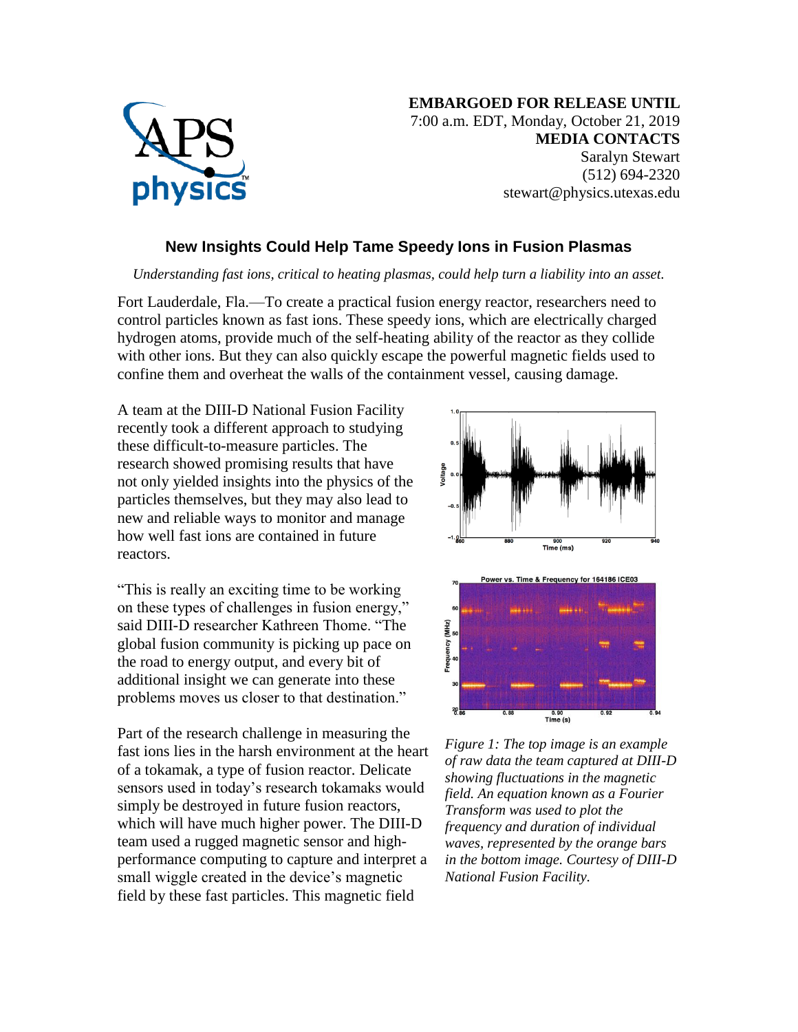**EMBARGOED FOR RELEASE UNTIL**
7:00 a.m. EDT, Monday, October 21, 2019

**MEDIA CONTACTS**
Saralyn Stewart
(512) 694-2320
stewart@physics.utexas.edu

## New Insights Could Help Tame Speedy Ions in Fusion Plasmas

*Understanding fast ions, critical to heating plasmas, could help turn a liability into an asset.*

Fort Lauderdale, Fla.—To create a practical fusion energy reactor, researchers need to control particles known as fast ions. These speedy ions, which are electrically charged hydrogen atoms, provide much of the self-heating ability of the reactor as they collide with other ions. But they can also quickly escape the powerful magnetic fields used to confine them and overheat the walls of the containment vessel, causing damage.

A team at the DIII-D National Fusion Facility recently took a different approach to studying these difficult-to-measure particles. The research showed promising results that have not only yielded insights into the physics of the particles themselves, but they may also lead to new and reliable ways to monitor and manage how well fast ions are contained in future reactors.

"This is really an exciting time to be working on these types of challenges in fusion energy," said DIII-D researcher Kathreen Thome. "The global fusion community is picking up pace on the road to energy output, and every bit of additional insight we can generate into these problems moves us closer to that destination."

Part of the research challenge in measuring the fast ions lies in the harsh environment at the heart of a tokamak, a type of fusion reactor. Delicate sensors used in today's research tokamaks would simply be destroyed in future fusion reactors, which will have much higher power. The DIII-D team used a rugged magnetic sensor and high-performance computing to capture and interpret a small wiggle created in the device's magnetic field by these fast particles. This magnetic field

*Figure 1: The top image is an example of raw data the team captured at DIII-D showing fluctuations in the magnetic field. An equation known as a Fourier Transform was used to plot the frequency and duration of individual waves, represented by the orange bars in the bottom image. Courtesy of DIII-D National Fusion Facility.*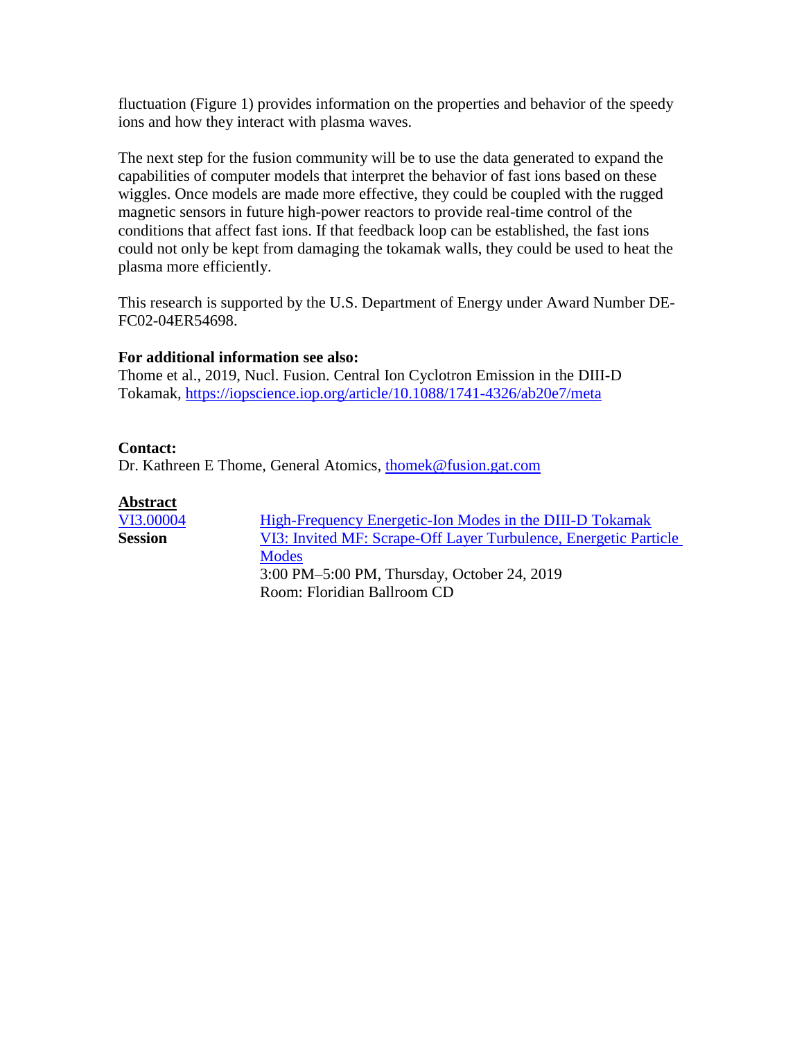fluctuation (Figure 1) provides information on the properties and behavior of the speedy ions and how they interact with plasma waves.

The next step for the fusion community will be to use the data generated to expand the capabilities of computer models that interpret the behavior of fast ions based on these wiggles. Once models are made more effective, they could be coupled with the rugged magnetic sensors in future high-power reactors to provide real-time control of the conditions that affect fast ions. If that feedback loop can be established, the fast ions could not only be kept from damaging the tokamak walls, they could be used to heat the plasma more efficiently.

This research is supported by the U.S. Department of Energy under Award Number DE-FC02-04ER54698.

**For additional information see also:**
Thome et al., 2019, Nucl. Fusion. Central Ion Cyclotron Emission in the DIII-D Tokamak, https://iopscience.iop.org/article/10.1088/1741-4326/ab20e7/meta

**Contact:**
Dr. Kathreen E Thome, General Atomics, thomek@fusion.gat.com

**Abstract**

| | |
|---|---|
| VI3.00004 | High-Frequency Energetic-Ion Modes in the DIII-D Tokamak |
| **Session** | VI3: Invited MF: Scrape-Off Layer Turbulence, Energetic Particle Modes<br>3:00 PM–5:00 PM, Thursday, October 24, 2019<br>Room: Floridian Ballroom CD |